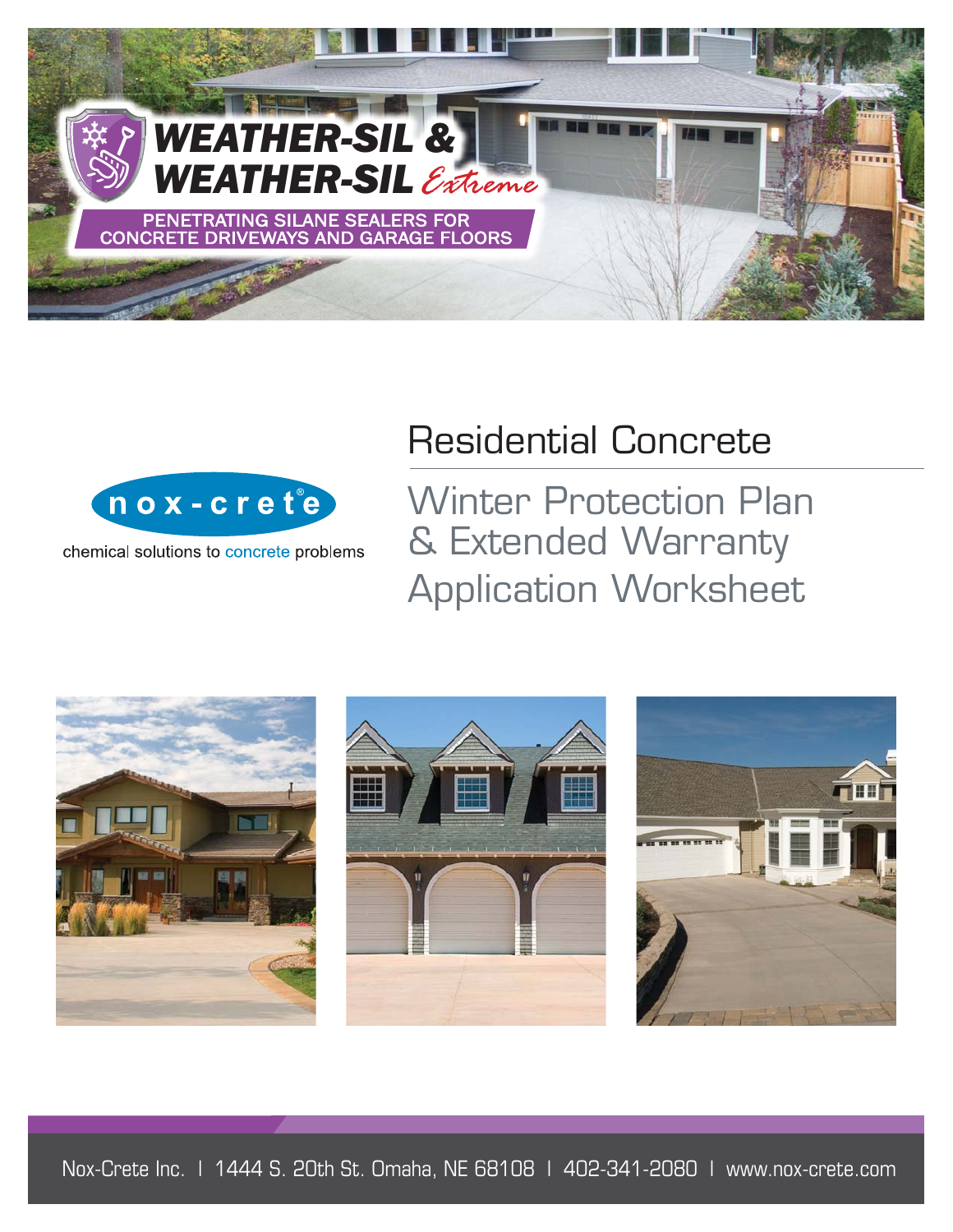# WEATHER-SIL & WEATHER-SIL *Extreme*

PENETRATING SILANE SEALERS FOR CONCRETE DRIVEWAYS AND GARAGE FLOORS

nox-crete®

chemical solutions to concrete problems

## Residential Concrete

## Winter Protection Plan & Extended Warranty Application Worksheet

Nox-Crete Inc. | 1444 S. 20th St. Omaha, NE 68108 | 402-341-2080 | www.nox-crete.com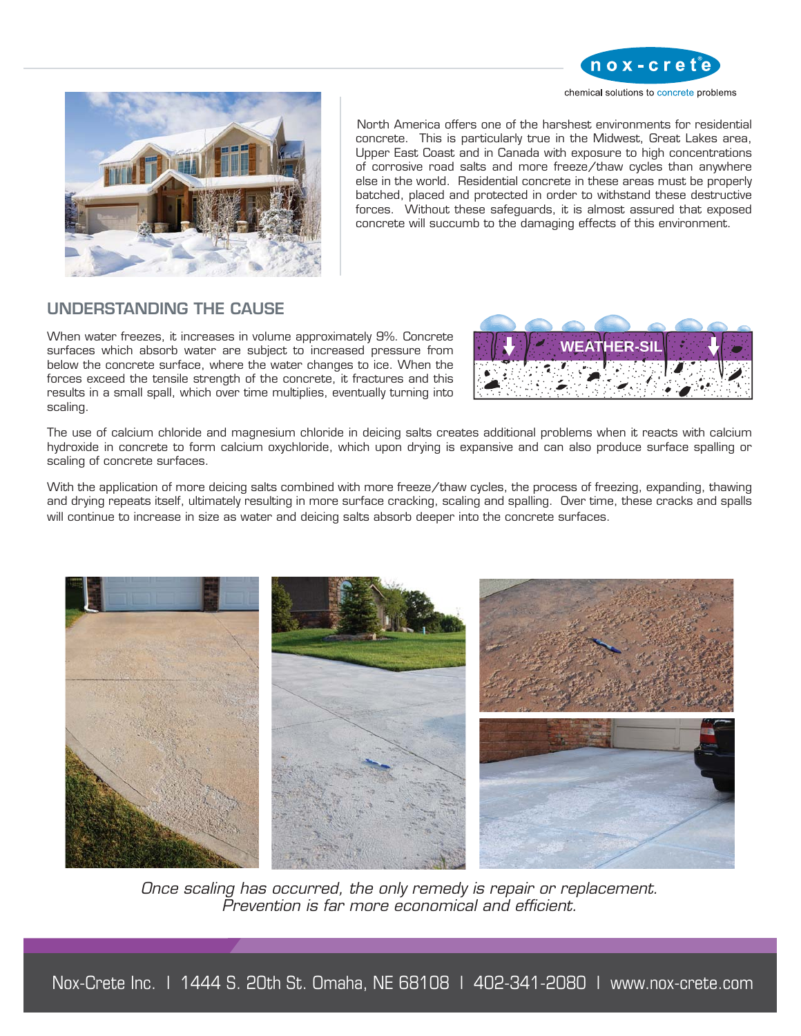North America offers one of the harshest environments for residential concrete. This is particularly true in the Midwest, Great Lakes area, Upper East Coast and in Canada with exposure to high concentrations of corrosive road salts and more freeze/thaw cycles than anywhere else in the world. Residential concrete in these areas must be properly batched, placed and protected in order to withstand these destructive forces. Without these safeguards, it is almost assured that exposed concrete will succumb to the damaging effects of this environment.

## UNDERSTANDING THE CAUSE

When water freezes, it increases in volume approximately 9%. Concrete surfaces which absorb water are subject to increased pressure from below the concrete surface, where the water changes to ice. When the forces exceed the tensile strength of the concrete, it fractures and this results in a small spall, which over time multiplies, eventually turning into scaling.

WEATHER-SIL

The use of calcium chloride and magnesium chloride in deicing salts creates additional problems when it reacts with calcium hydroxide in concrete to form calcium oxychloride, which upon drying is expansive and can also produce surface spalling or scaling of concrete surfaces.

With the application of more deicing salts combined with more freeze/thaw cycles, the process of freezing, expanding, thawing and drying repeats itself, ultimately resulting in more surface cracking, scaling and spalling. Over time, these cracks and spalls will continue to increase in size as water and deicing salts absorb deeper into the concrete surfaces.

*Once scaling has occurred, the only remedy is repair or replacement. Prevention is far more economical and efficient.*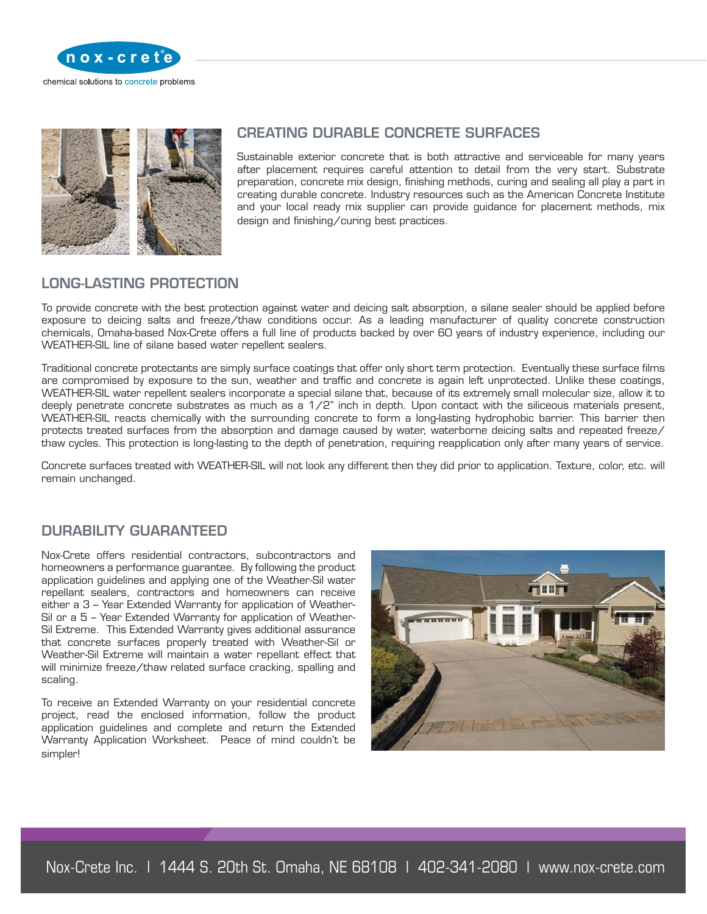## CREATING DURABLE CONCRETE SURFACES

Sustainable exterior concrete that is both attractive and serviceable for many years after placement requires careful attention to detail from the very start. Substrate preparation, concrete mix design, finishing methods, curing and sealing all play a part in creating durable concrete. Industry resources such as the American Concrete Institute and your local ready mix supplier can provide guidance for placement methods, mix design and finishing/curing best practices.

## LONG-LASTING PROTECTION

To provide concrete with the best protection against water and deicing salt absorption, a silane sealer should be applied before exposure to deicing salts and freeze/thaw conditions occur. As a leading manufacturer of quality concrete construction chemicals, Omaha-based Nox-Crete offers a full line of products backed by over 60 years of industry experience, including our WEATHER-SIL line of silane based water repellent sealers.

Traditional concrete protectants are simply surface coatings that offer only short term protection. Eventually these surface films are compromised by exposure to the sun, weather and traffic and concrete is again left unprotected. Unlike these coatings, WEATHER-SIL water repellent sealers incorporate a special silane that, because of its extremely small molecular size, allow it to deeply penetrate concrete substrates as much as a 1/2" inch in depth. Upon contact with the siliceous materials present, WEATHER-SIL reacts chemically with the surrounding concrete to form a long-lasting hydrophobic barrier. This barrier then protects treated surfaces from the absorption and damage caused by water, waterborne deicing salts and repeated freeze/thaw cycles. This protection is long-lasting to the depth of penetration, requiring reapplication only after many years of service.

Concrete surfaces treated with WEATHER-SIL will not look any different then they did prior to application. Texture, color, etc. will remain unchanged.

## DURABILITY GUARANTEED

Nox-Crete offers residential contractors, subcontractors and homeowners a performance guarantee. By following the product application guidelines and applying one of the Weather-Sil water repellant sealers, contractors and homeowners can receive either a 3 – Year Extended Warranty for application of Weather-Sil or a 5 – Year Extended Warranty for application of Weather-Sil Extreme. This Extended Warranty gives additional assurance that concrete surfaces properly treated with Weather-Sil or Weather-Sil Extreme will maintain a water repellant effect that will minimize freeze/thaw related surface cracking, spalling and scaling.

To receive an Extended Warranty on your residential concrete project, read the enclosed information, follow the product application guidelines and complete and return the Extended Warranty Application Worksheet. Peace of mind couldn't be simpler!

Nox-Crete Inc. | 1444 S. 20th St. Omaha, NE 68108 | 402-341-2080 | www.nox-crete.com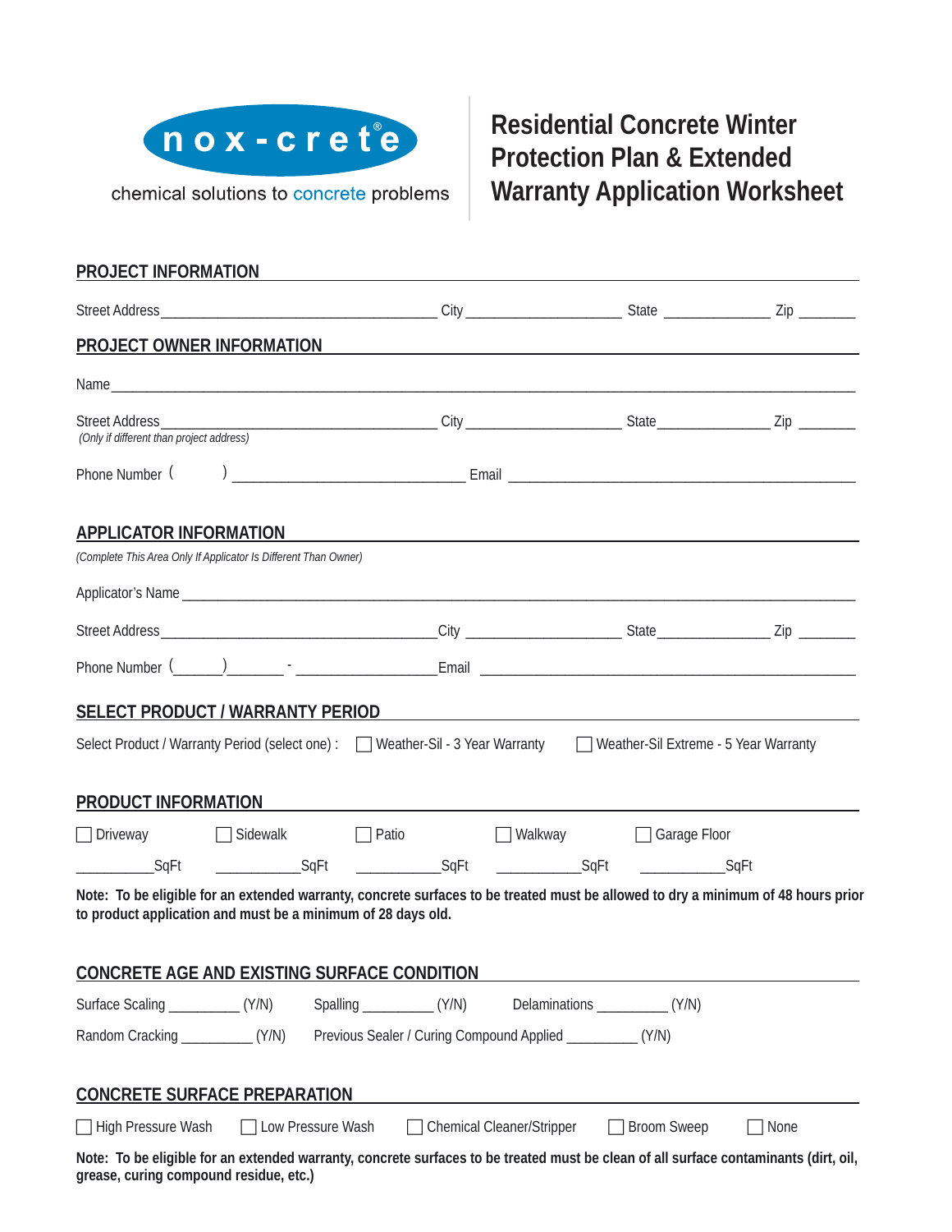nox-crete®

chemical solutions to concrete problems

# Residential Concrete Winter Protection Plan & Extended Warranty Application Worksheet

## PROJECT INFORMATION

Street Address___________________________________ City ____________________ State ______________ Zip _______

## PROJECT OWNER INFORMATION

Name_______________________________________________________________________________________________

Street Address___________________________________ City ____________________ State______________ Zip _______
*(Only if different than project address)*

Phone Number (        ) ______________________________ Email ____________________________________________

## APPLICATOR INFORMATION

*(Complete This Area Only If Applicator Is Different Than Owner)*

Applicator's Name ___________________________________________________________________________________

Street Address___________________________________City ____________________ State______________ Zip _______

Phone Number (______)_______ - __________________Email _________________________________________________

## SELECT PRODUCT / WARRANTY PERIOD

Select Product / Warranty Period (select one) : ☐ Weather-Sil - 3 Year Warranty ☐ Weather-Sil Extreme - 5 Year Warranty

## PRODUCT INFORMATION

☐ Driveway ☐ Sidewalk ☐ Patio ☐ Walkway ☐ Garage Floor

__________SqFt ___________SqFt ___________SqFt ___________SqFt ___________SqFt

**Note: To be eligible for an extended warranty, concrete surfaces to be treated must be allowed to dry a minimum of 48 hours prior to product application and must be a minimum of 28 days old.**

## CONCRETE AGE AND EXISTING SURFACE CONDITION

Surface Scaling _________ (Y/N) Spalling _________ (Y/N) Delaminations _________ (Y/N)

Random Cracking _________ (Y/N) Previous Sealer / Curing Compound Applied _________ (Y/N)

## CONCRETE SURFACE PREPARATION

☐ High Pressure Wash ☐ Low Pressure Wash ☐ Chemical Cleaner/Stripper ☐ Broom Sweep ☐ None

**Note: To be eligible for an extended warranty, concrete surfaces to be treated must be clean of all surface contaminants (dirt, oil, grease, curing compound residue, etc.)**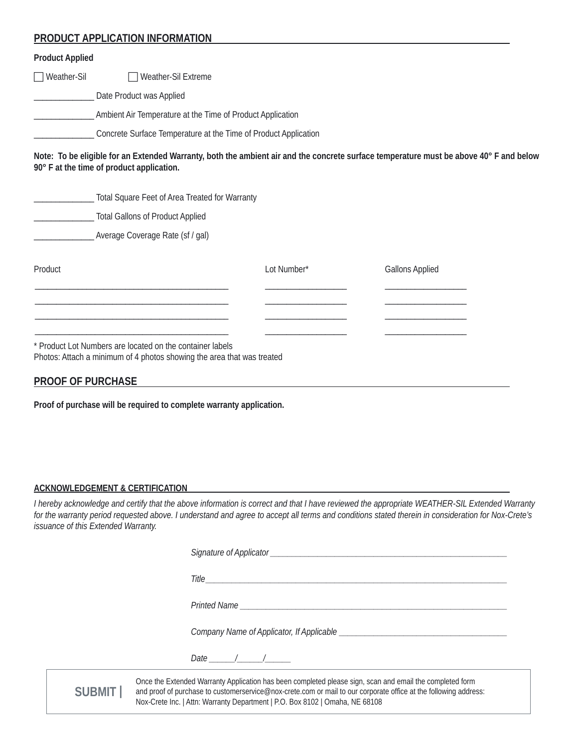## PRODUCT APPLICATION INFORMATION

**Product Applied**

☐ Weather-Sil ☐ Weather-Sil Extreme

______________ Date Product was Applied

______________ Ambient Air Temperature at the Time of Product Application

______________ Concrete Surface Temperature at the Time of Product Application

**Note: To be eligible for an Extended Warranty, both the ambient air and the concrete surface temperature must be above 40° F and below 90° F at the time of product application.**

______________ Total Square Feet of Area Treated for Warranty

______________ Total Gallons of Product Applied

______________ Average Coverage Rate (sf / gal)

| Product | Lot Number* | Gallons Applied |
|---|---|---|
| | | |
| | | |
| | | |
| | | |

\* Product Lot Numbers are located on the container labels
Photos: Attach a minimum of 4 photos showing the area that was treated

## PROOF OF PURCHASE

**Proof of purchase will be required to complete warranty application.**

## ACKNOWLEDGEMENT & CERTIFICATION

*I hereby acknowledge and certify that the above information is correct and that I have reviewed the appropriate WEATHER-SIL Extended Warranty for the warranty period requested above. I understand and agree to accept all terms and conditions stated therein in consideration for Nox-Crete's issuance of this Extended Warranty.*

*Signature of Applicator* ______________________________

*Title* ______________________________

*Printed Name* ______________________________

*Company Name of Applicator, If Applicable* ______________________________

*Date* ______/______/______

**SUBMIT |** Once the Extended Warranty Application has been completed please sign, scan and email the completed form and proof of purchase to customerservice@nox-crete.com or mail to our corporate office at the following address: Nox-Crete Inc. | Attn: Warranty Department | P.O. Box 8102 | Omaha, NE 68108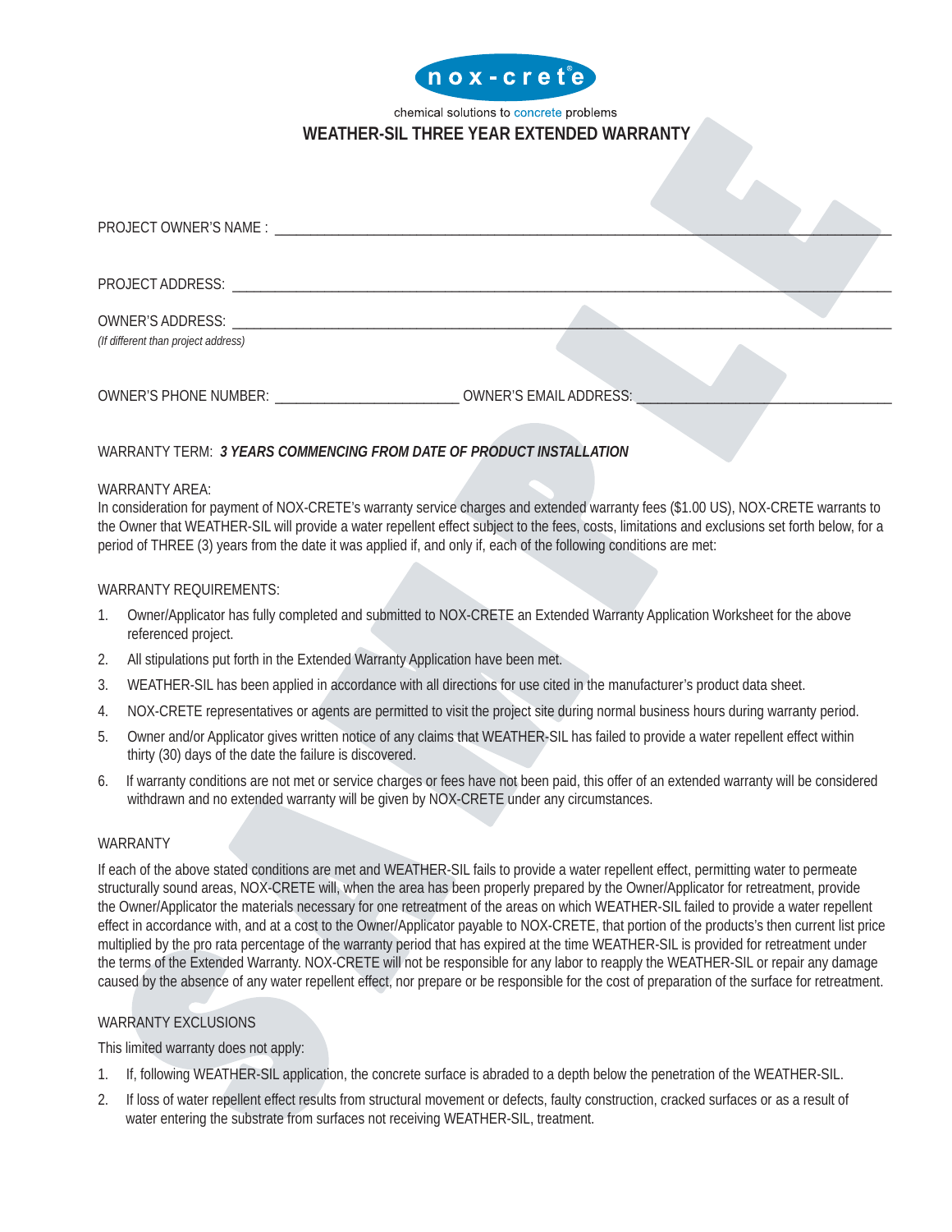nox-crete

chemical solutions to concrete problems

# WEATHER-SIL THREE YEAR EXTENDED WARRANTY

PROJECT OWNER'S NAME : ______________________________________________

PROJECT ADDRESS: ______________________________________________

OWNER'S ADDRESS: ______________________________________________
*(If different than project address)*

OWNER'S PHONE NUMBER: ________________________ OWNER'S EMAIL ADDRESS: ________________________

WARRANTY TERM: ***3 YEARS COMMENCING FROM DATE OF PRODUCT INSTALLATION***

WARRANTY AREA:
In consideration for payment of NOX-CRETE's warranty service charges and extended warranty fees ($1.00 US), NOX-CRETE warrants to the Owner that WEATHER-SIL will provide a water repellent effect subject to the fees, costs, limitations and exclusions set forth below, for a period of THREE (3) years from the date it was applied if, and only if, each of the following conditions are met:

WARRANTY REQUIREMENTS:

1. Owner/Applicator has fully completed and submitted to NOX-CRETE an Extended Warranty Application Worksheet for the above referenced project.
2. All stipulations put forth in the Extended Warranty Application have been met.
3. WEATHER-SIL has been applied in accordance with all directions for use cited in the manufacturer's product data sheet.
4. NOX-CRETE representatives or agents are permitted to visit the project site during normal business hours during warranty period.
5. Owner and/or Applicator gives written notice of any claims that WEATHER-SIL has failed to provide a water repellent effect within thirty (30) days of the date the failure is discovered.
6. If warranty conditions are not met or service charges or fees have not been paid, this offer of an extended warranty will be considered withdrawn and no extended warranty will be given by NOX-CRETE under any circumstances.

WARRANTY

If each of the above stated conditions are met and WEATHER-SIL fails to provide a water repellent effect, permitting water to permeate structurally sound areas, NOX-CRETE will, when the area has been properly prepared by the Owner/Applicator for retreatment, provide the Owner/Applicator the materials necessary for one retreatment of the areas on which WEATHER-SIL failed to provide a water repellent effect in accordance with, and at a cost to the Owner/Applicator payable to NOX-CRETE, that portion of the products's then current list price multiplied by the pro rata percentage of the warranty period that has expired at the time WEATHER-SIL is provided for retreatment under the terms of the Extended Warranty. NOX-CRETE will not be responsible for any labor to reapply the WEATHER-SIL or repair any damage caused by the absence of any water repellent effect, nor prepare or be responsible for the cost of preparation of the surface for retreatment.

WARRANTY EXCLUSIONS

This limited warranty does not apply:

1. If, following WEATHER-SIL application, the concrete surface is abraded to a depth below the penetration of the WEATHER-SIL.
2. If loss of water repellent effect results from structural movement or defects, faulty construction, cracked surfaces or as a result of water entering the substrate from surfaces not receiving WEATHER-SIL, treatment.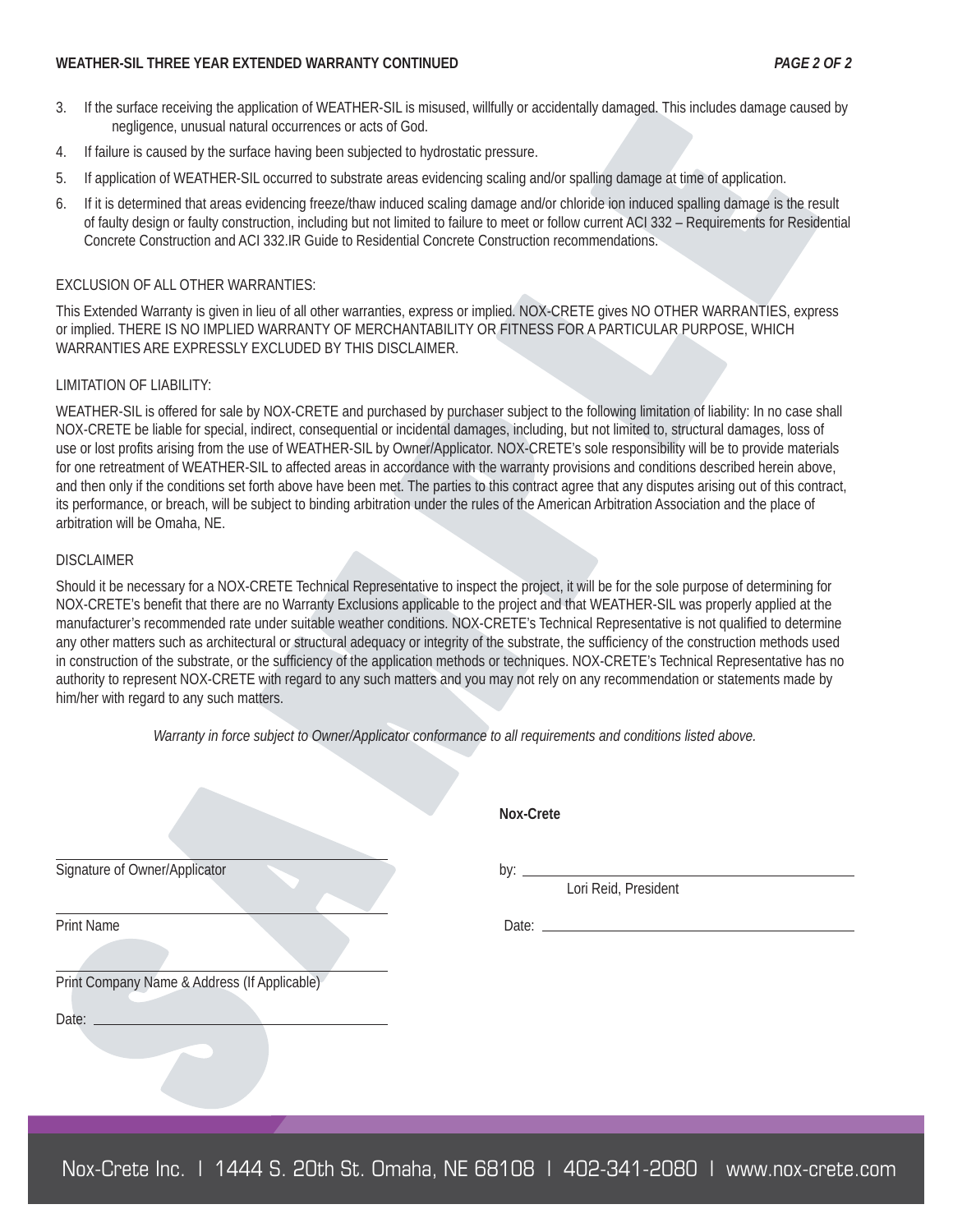**WEATHER-SIL THREE YEAR EXTENDED WARRANTY CONTINUED**

3. If the surface receiving the application of WEATHER-SIL is misused, willfully or accidentally damaged. This includes damage caused by negligence, unusual natural occurrences or acts of God.
4. If failure is caused by the surface having been subjected to hydrostatic pressure.
5. If application of WEATHER-SIL occurred to substrate areas evidencing scaling and/or spalling damage at time of application.
6. If it is determined that areas evidencing freeze/thaw induced scaling damage and/or chloride ion induced spalling damage is the result of faulty design or faulty construction, including but not limited to failure to meet or follow current ACI 332 – Requirements for Residential Concrete Construction and ACI 332.IR Guide to Residential Concrete Construction recommendations.

EXCLUSION OF ALL OTHER WARRANTIES:

This Extended Warranty is given in lieu of all other warranties, express or implied. NOX-CRETE gives NO OTHER WARRANTIES, express or implied. THERE IS NO IMPLIED WARRANTY OF MERCHANTABILITY OR FITNESS FOR A PARTICULAR PURPOSE, WHICH WARRANTIES ARE EXPRESSLY EXCLUDED BY THIS DISCLAIMER.

LIMITATION OF LIABILITY:

WEATHER-SIL is offered for sale by NOX-CRETE and purchased by purchaser subject to the following limitation of liability: In no case shall NOX-CRETE be liable for special, indirect, consequential or incidental damages, including, but not limited to, structural damages, loss of use or lost profits arising from the use of WEATHER-SIL by Owner/Applicator. NOX-CRETE's sole responsibility will be to provide materials for one retreatment of WEATHER-SIL to affected areas in accordance with the warranty provisions and conditions described herein above, and then only if the conditions set forth above have been met. The parties to this contract agree that any disputes arising out of this contract, its performance, or breach, will be subject to binding arbitration under the rules of the American Arbitration Association and the place of arbitration will be Omaha, NE.

DISCLAIMER

Should it be necessary for a NOX-CRETE Technical Representative to inspect the project, it will be for the sole purpose of determining for NOX-CRETE's benefit that there are no Warranty Exclusions applicable to the project and that WEATHER-SIL was properly applied at the manufacturer's recommended rate under suitable weather conditions. NOX-CRETE's Technical Representative is not qualified to determine any other matters such as architectural or structural adequacy or integrity of the substrate, the sufficiency of the construction methods used in construction of the substrate, or the sufficiency of the application methods or techniques. NOX-CRETE's Technical Representative has no authority to represent NOX-CRETE with regard to any such matters and you may not rely on any recommendation or statements made by him/her with regard to any such matters.

*Warranty in force subject to Owner/Applicator conformance to all requirements and conditions listed above.*

**Nox-Crete**

______________________________
Signature of Owner/Applicator

by: ______________________________
Lori Reid, President

______________________________
Print Name

Date: ______________________________

______________________________
Print Company Name & Address (If Applicable)

Date: ______________________________

SAMPLE

Nox-Crete Inc. | 1444 S. 20th St. Omaha, NE 68108 | 402-341-2080 | www.nox-crete.com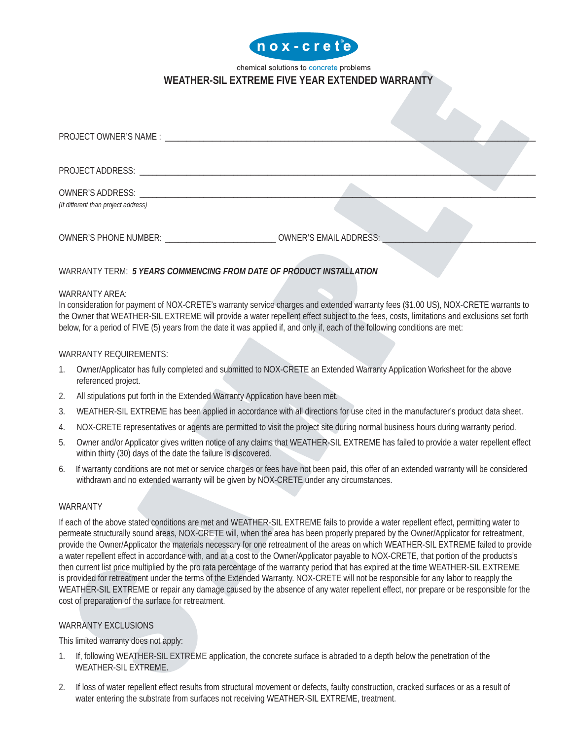nox-crete

chemical solutions to concrete problems

# WEATHER-SIL EXTREME FIVE YEAR EXTENDED WARRANTY

PROJECT OWNER'S NAME : ______________________________________________

PROJECT ADDRESS: ______________________________________________

OWNER'S ADDRESS: ______________________________________________
*(If different than project address)*

OWNER'S PHONE NUMBER: ________________________ OWNER'S EMAIL ADDRESS: ________________________

WARRANTY TERM: ***5 YEARS COMMENCING FROM DATE OF PRODUCT INSTALLATION***

WARRANTY AREA:
In consideration for payment of NOX-CRETE's warranty service charges and extended warranty fees ($1.00 US), NOX-CRETE warrants to the Owner that WEATHER-SIL EXTREME will provide a water repellent effect subject to the fees, costs, limitations and exclusions set forth below, for a period of FIVE (5) years from the date it was applied if, and only if, each of the following conditions are met:

WARRANTY REQUIREMENTS:

1. Owner/Applicator has fully completed and submitted to NOX-CRETE an Extended Warranty Application Worksheet for the above referenced project.
2. All stipulations put forth in the Extended Warranty Application have been met.
3. WEATHER-SIL EXTREME has been applied in accordance with all directions for use cited in the manufacturer's product data sheet.
4. NOX-CRETE representatives or agents are permitted to visit the project site during normal business hours during warranty period.
5. Owner and/or Applicator gives written notice of any claims that WEATHER-SIL EXTREME has failed to provide a water repellent effect within thirty (30) days of the date the failure is discovered.
6. If warranty conditions are not met or service charges or fees have not been paid, this offer of an extended warranty will be considered withdrawn and no extended warranty will be given by NOX-CRETE under any circumstances.

WARRANTY

If each of the above stated conditions are met and WEATHER-SIL EXTREME fails to provide a water repellent effect, permitting water to permeate structurally sound areas, NOX-CRETE will, when the area has been properly prepared by the Owner/Applicator for retreatment, provide the Owner/Applicator the materials necessary for one retreatment of the areas on which WEATHER-SIL EXTREME failed to provide a water repellent effect in accordance with, and at a cost to the Owner/Applicator payable to NOX-CRETE, that portion of the products's then current list price multiplied by the pro rata percentage of the warranty period that has expired at the time WEATHER-SIL EXTREME is provided for retreatment under the terms of the Extended Warranty. NOX-CRETE will not be responsible for any labor to reapply the WEATHER-SIL EXTREME or repair any damage caused by the absence of any water repellent effect, nor prepare or be responsible for the cost of preparation of the surface for retreatment.

WARRANTY EXCLUSIONS

This limited warranty does not apply:

1. If, following WEATHER-SIL EXTREME application, the concrete surface is abraded to a depth below the penetration of the WEATHER-SIL EXTREME.
2. If loss of water repellent effect results from structural movement or defects, faulty construction, cracked surfaces or as a result of water entering the substrate from surfaces not receiving WEATHER-SIL EXTREME, treatment.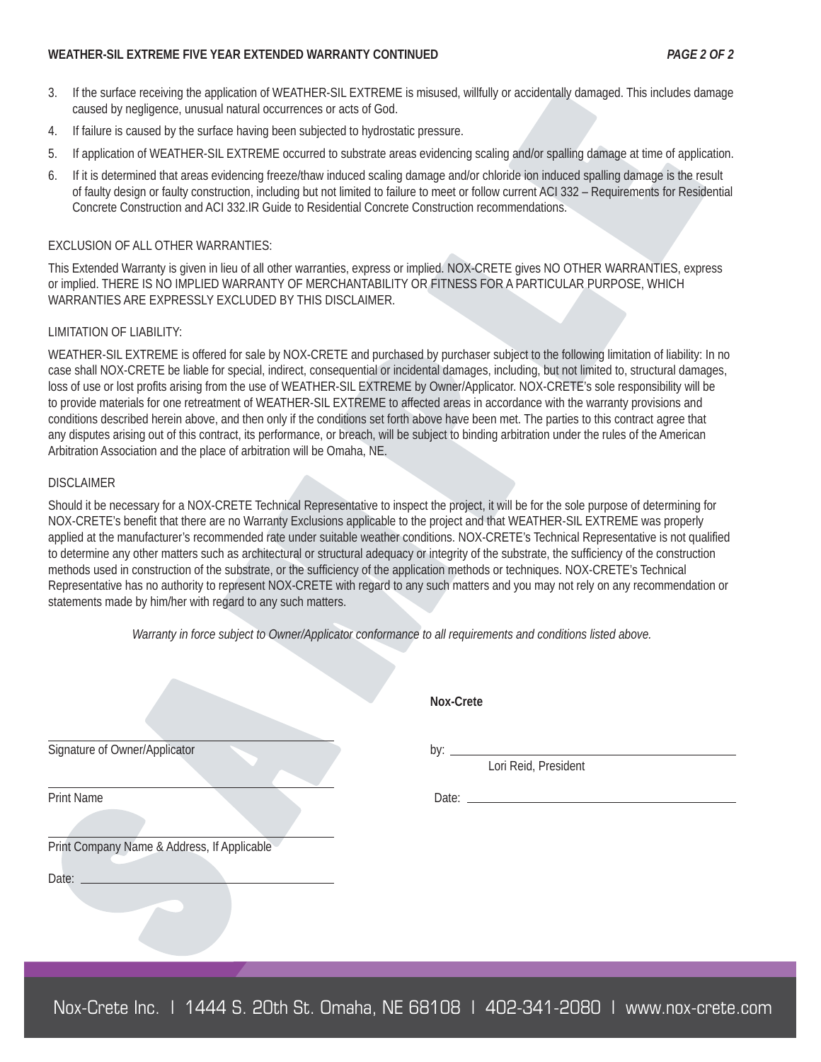3. If the surface receiving the application of WEATHER-SIL EXTREME is misused, willfully or accidentally damaged. This includes damage caused by negligence, unusual natural occurrences or acts of God.
4. If failure is caused by the surface having been subjected to hydrostatic pressure.
5. If application of WEATHER-SIL EXTREME occurred to substrate areas evidencing scaling and/or spalling damage at time of application.
6. If it is determined that areas evidencing freeze/thaw induced scaling damage and/or chloride ion induced spalling damage is the result of faulty design or faulty construction, including but not limited to failure to meet or follow current ACI 332 – Requirements for Residential Concrete Construction and ACI 332.IR Guide to Residential Concrete Construction recommendations.

EXCLUSION OF ALL OTHER WARRANTIES:

This Extended Warranty is given in lieu of all other warranties, express or implied. NOX-CRETE gives NO OTHER WARRANTIES, express or implied. THERE IS NO IMPLIED WARRANTY OF MERCHANTABILITY OR FITNESS FOR A PARTICULAR PURPOSE, WHICH WARRANTIES ARE EXPRESSLY EXCLUDED BY THIS DISCLAIMER.

LIMITATION OF LIABILITY:

WEATHER-SIL EXTREME is offered for sale by NOX-CRETE and purchased by purchaser subject to the following limitation of liability: In no case shall NOX-CRETE be liable for special, indirect, consequential or incidental damages, including, but not limited to, structural damages, loss of use or lost profits arising from the use of WEATHER-SIL EXTREME by Owner/Applicator. NOX-CRETE's sole responsibility will be to provide materials for one retreatment of WEATHER-SIL EXTREME to affected areas in accordance with the warranty provisions and conditions described herein above, and then only if the conditions set forth above have been met. The parties to this contract agree that any disputes arising out of this contract, its performance, or breach, will be subject to binding arbitration under the rules of the American Arbitration Association and the place of arbitration will be Omaha, NE.

DISCLAIMER

Should it be necessary for a NOX-CRETE Technical Representative to inspect the project, it will be for the sole purpose of determining for NOX-CRETE's benefit that there are no Warranty Exclusions applicable to the project and that WEATHER-SIL EXTREME was properly applied at the manufacturer's recommended rate under suitable weather conditions. NOX-CRETE's Technical Representative is not qualified to determine any other matters such as architectural or structural adequacy or integrity of the substrate, the sufficiency of the construction methods used in construction of the substrate, or the sufficiency of the application methods or techniques. NOX-CRETE's Technical Representative has no authority to represent NOX-CRETE with regard to any such matters and you may not rely on any recommendation or statements made by him/her with regard to any such matters.

*Warranty in force subject to Owner/Applicator conformance to all requirements and conditions listed above.*

**Nox-Crete**

______________________________
Signature of Owner/Applicator

by: ______________________________
Lori Reid, President

______________________________
Print Name

Date: ______________________________

______________________________
Print Company Name & Address, If Applicable

Date: ______________________________

Nox-Crete Inc. | 1444 S. 20th St. Omaha, NE 68108 | 402-341-2080 | www.nox-crete.com